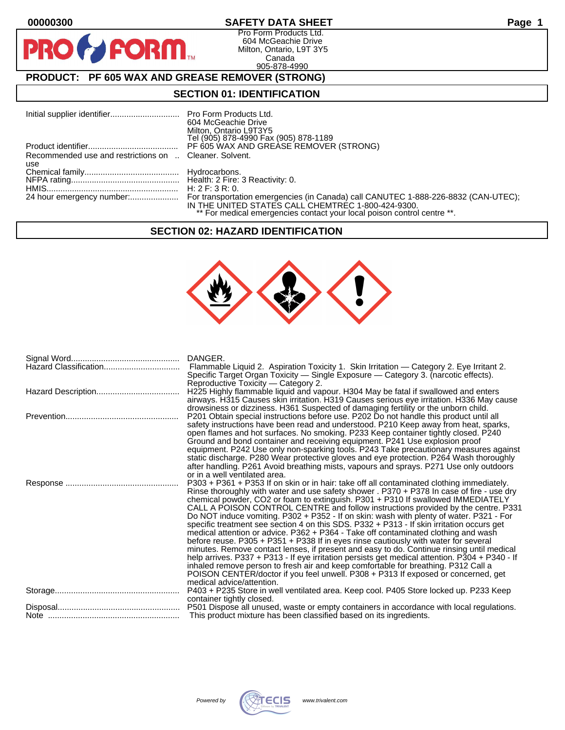00000300

# SAFETY DATA SHEET

Pro Form Products Ltd.
604 McGeachie Drive
Milton, Ontario, L9T 3Y5
Canada
905-878-4990

## PRODUCT: PF 605 WAX AND GREASE REMOVER (STRONG)

## SECTION 01: IDENTIFICATION

| | |
|---|---|
| Initial supplier identifier | Pro Form Products Ltd. 604 McGeachie Drive Milton, Ontario L9T3Y5 Tel (905) 878-4990 Fax (905) 878-1189 |
| Product identifier | PF 605 WAX AND GREASE REMOVER (STRONG) |
| Recommended use and restrictions on use | Cleaner. Solvent. |
| Chemical family | Hydrocarbons. |
| NFPA rating | Health: 2 Fire: 3 Reactivity: 0. |
| HMIS | H: 2 F: 3 R: 0. |
| 24 hour emergency number: | For transportation emergencies (in Canada) call CANUTEC 1-888-226-8832 (CAN-UTEC); IN THE UNITED STATES CALL CHEMTREC 1-800-424-9300. ** For medical emergencies contact your local poison control centre **. |

## SECTION 02: HAZARD IDENTIFICATION

| | |
|---|---|
| Signal Word | DANGER. |
| Hazard Classification | Flammable Liquid 2. Aspiration Toxicity 1. Skin Irritation — Category 2. Eye Irritant 2. Specific Target Organ Toxicity — Single Exposure — Category 3. (narcotic effects). Reproductive Toxicity — Category 2. |
| Hazard Description | H225 Highly flammable liquid and vapour. H304 May be fatal if swallowed and enters airways. H315 Causes skin irritation. H319 Causes serious eye irritation. H336 May cause drowsiness or dizziness. H361 Suspected of damaging fertility or the unborn child. |
| Prevention | P201 Obtain special instructions before use. P202 Do not handle this product until all safety instructions have been read and understood. P210 Keep away from heat, sparks, open flames and hot surfaces. No smoking. P233 Keep container tightly closed. P240 Ground and bond container and receiving equipment. P241 Use explosion proof equipment. P242 Use only non-sparking tools. P243 Take precautionary measures against static discharge. P280 Wear protective gloves and eye protection. P264 Wash thoroughly after handling. P261 Avoid breathing mists, vapours and sprays. P271 Use only outdoors or in a well ventilated area. |
| Response | P303 + P361 + P353 If on skin or in hair: take off all contaminated clothing immediately. Rinse thoroughly with water and use safety shower . P370 + P378 In case of fire - use dry chemical powder, CO2 or foam to extinguish. P301 + P310 If swallowed IMMEDIATELY CALL A POISON CONTROL CENTRE and follow instructions provided by the centre. P331 Do NOT induce vomiting. P302 + P352 - If on skin: wash with plenty of water. P321 - For specific treatment see section 4 on this SDS. P332 + P313 - If skin irritation occurs get medical attention or advice. P362 + P364 - Take off contaminated clothing and wash before reuse. P305 + P351 + P338 If in eyes rinse cautiously with water for several minutes. Remove contact lenses, if present and easy to do. Continue rinsing until medical help arrives. P337 + P313 - If eye irritation persists get medical attention. P304 + P340 - If inhaled remove person to fresh air and keep comfortable for breathing. P312 Call a POISON CENTER/doctor if you feel unwell. P308 + P313 If exposed or concerned, get medical advice/attention. |
| Storage | P403 + P235 Store in well ventilated area. Keep cool. P405 Store locked up. P233 Keep container tightly closed. |
| Disposal | P501 Dispose all unused, waste or empty containers in accordance with local regulations. |
| Note | This product mixture has been classified based on its ingredients. |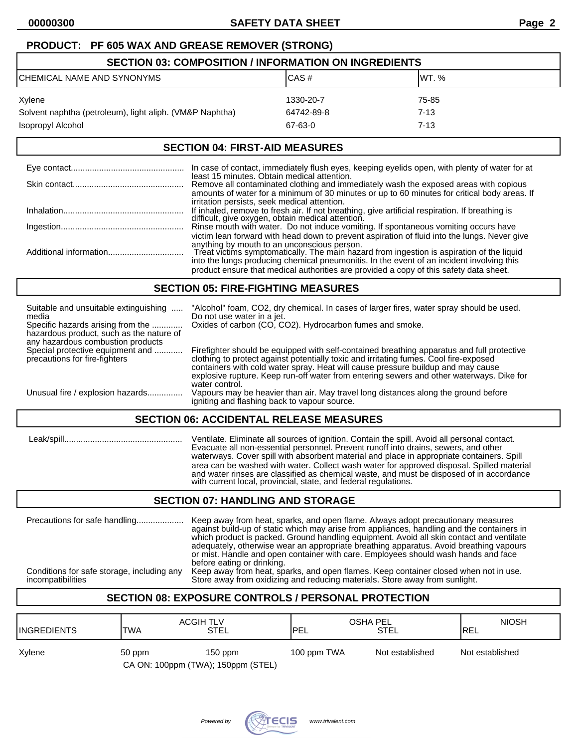**PRODUCT: PF 605 WAX AND GREASE REMOVER (STRONG)**

## SECTION 03: COMPOSITION / INFORMATION ON INGREDIENTS

| CHEMICAL NAME AND SYNONYMS | CAS # | WT. % |
|---|---|---|
| Xylene | 1330-20-7 | 75-85 |
| Solvent naphtha (petroleum), light aliph. (VM&P Naphtha) | 64742-89-8 | 7-13 |
| Isopropyl Alcohol | 67-63-0 | 7-13 |

## SECTION 04: FIRST-AID MEASURES

**Eye contact**: In case of contact, immediately flush eyes, keeping eyelids open, with plenty of water for at least 15 minutes. Obtain medical attention.

**Skin contact**: Remove all contaminated clothing and immediately wash the exposed areas with copious amounts of water for a minimum of 30 minutes or up to 60 minutes for critical body areas. If irritation persists, seek medical attention.

**Inhalation**: If inhaled, remove to fresh air. If not breathing, give artificial respiration. If breathing is difficult, give oxygen, obtain medical attention.

**Ingestion**: Rinse mouth with water. Do not induce vomiting. If spontaneous vomiting occurs have victim lean forward with head down to prevent aspiration of fluid into the lungs. Never give anything by mouth to an unconscious person.

**Additional information**: Treat victims symptomatically. The main hazard from ingestion is aspiration of the liquid into the lungs producing chemical pneumonitis. In the event of an incident involving this product ensure that medical authorities are provided a copy of this safety data sheet.

## SECTION 05: FIRE-FIGHTING MEASURES

**Suitable and unsuitable extinguishing media**: "Alcohol" foam, $CO_2$, dry chemical. In cases of larger fires, water spray should be used. Do not use water in a jet.

**Specific hazards arising from the hazardous product, such as the nature of any hazardous combustion products**: Oxides of carbon (CO, $CO_2$). Hydrocarbon fumes and smoke.

**Special protective equipment and precautions for fire-fighters**: Firefighter should be equipped with self-contained breathing apparatus and full protective clothing to protect against potentially toxic and irritating fumes. Cool fire-exposed containers with cold water spray. Heat will cause pressure buildup and may cause explosive rupture. Keep run-off water from entering sewers and other waterways. Dike for water control.

**Unusual fire / explosion hazards**: Vapours may be heavier than air. May travel long distances along the ground before igniting and flashing back to vapour source.

## SECTION 06: ACCIDENTAL RELEASE MEASURES

**Leak/spill**: Ventilate. Eliminate all sources of ignition. Contain the spill. Avoid all personal contact. Evacuate all non-essential personnel. Prevent runoff into drains, sewers, and other waterways. Cover spill with absorbent material and place in appropriate containers. Spill area can be washed with water. Collect wash water for approved disposal. Spilled material and water rinses are classified as chemical waste, and must be disposed of in accordance with current local, provincial, state, and federal regulations.

## SECTION 07: HANDLING AND STORAGE

**Precautions for safe handling**: Keep away from heat, sparks, and open flame. Always adopt precautionary measures against build-up of static which may arise from appliances, handling and the containers in which product is packed. Ground handling equipment. Avoid all skin contact and ventilate adequately, otherwise wear an appropriate breathing apparatus. Avoid breathing vapours or mist. Handle and open container with care. Employees should wash hands and face before eating or drinking.

**Conditions for safe storage, including any incompatibilities**: Keep away from heat, sparks, and open flames. Keep container closed when not in use. Store away from oxidizing and reducing materials. Store away from sunlight.

## SECTION 08: EXPOSURE CONTROLS / PERSONAL PROTECTION

| INGREDIENTS | ACGIH TLV TWA | ACGIH TLV STEL | OSHA PEL PEL | OSHA PEL STEL | NIOSH REL |
|---|---|---|---|---|---|
| Xylene | 50 ppm | 150 ppm | 100 ppm TWA | Not established | Not established |
| | CA ON: 100ppm (TWA); 150ppm (STEL) | | | | |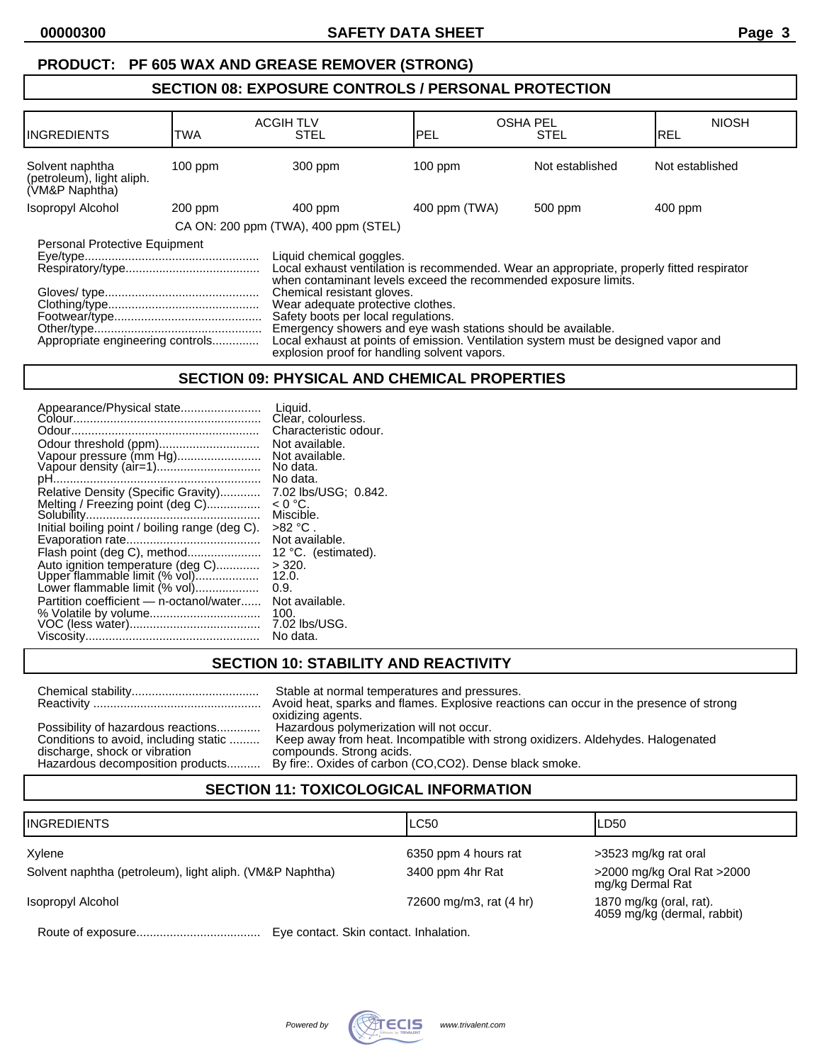**PRODUCT: PF 605 WAX AND GREASE REMOVER (STRONG)**

## SECTION 08: EXPOSURE CONTROLS / PERSONAL PROTECTION

| INGREDIENTS | ACGIH TLV TWA | ACGIH TLV STEL | OSHA PEL PEL | OSHA PEL STEL | NIOSH REL |
|---|---|---|---|---|---|
| Solvent naphtha (petroleum), light aliph. (VM&P Naphtha) | 100 ppm | 300 ppm | 100 ppm | Not established | Not established |
| Isopropyl Alcohol | 200 ppm | 400 ppm | 400 ppm (TWA) | 500 ppm | 400 ppm |
| | CA ON: 200 ppm (TWA), 400 ppm (STEL) | | | | |

Personal Protective Equipment

- Eye/type.................................................... Liquid chemical goggles.
- Respiratory/type....................................... Local exhaust ventilation is recommended. Wear an appropriate, properly fitted respirator when contaminant levels exceed the recommended exposure limits.
- Gloves/ type............................................. Chemical resistant gloves.
- Clothing/type............................................ Wear adequate protective clothes.
- Footwear/type........................................... Safety boots per local regulations.
- Other/type................................................. Emergency showers and eye wash stations should be available.
- Appropriate engineering controls.............. Local exhaust at points of emission. Ventilation system must be designed vapor and explosion proof for handling solvent vapors.

## SECTION 09: PHYSICAL AND CHEMICAL PROPERTIES

- Appearance/Physical state........................ Liquid.
- Colour....................................................... Clear, colourless.
- Odour........................................................ Characteristic odour.
- Odour threshold (ppm).............................. Not available.
- Vapour pressure (mm Hg)......................... Not available.
- Vapour density (air=1).............................. No data.
- pH............................................................. No data.
- Relative Density (Specific Gravity)............ 7.02 lbs/USG; 0.842.
- Melting / Freezing point (deg C)................ < 0 °C.
- Solubility................................................... Miscible.
- Initial boiling point / boiling range (deg C). >82 °C .
- Evaporation rate........................................ Not available.
- Flash point (deg C), method...................... 12 °C. (estimated).
- Auto ignition temperature (deg C)............. > 320.
- Upper flammable limit (% vol).................. 12.0.
- Lower flammable limit (% vol).................. 0.9.
- Partition coefficient — n-octanol/water...... Not available.
- % Volatile by volume................................ 100.
- VOC (less water)...................................... 7.02 lbs/USG.
- Viscosity................................................... No data.

## SECTION 10: STABILITY AND REACTIVITY

- Chemical stability...................................... Stable at normal temperatures and pressures.
- Reactivity ................................................. Avoid heat, sparks and flames. Explosive reactions can occur in the presence of strong oxidizing agents.
- Possibility of hazardous reactions............. Hazardous polymerization will not occur.
- Conditions to avoid, including static discharge, shock or vibration ......... Keep away from heat. Incompatible with strong oxidizers. Aldehydes. Halogenated compounds. Strong acids.
- Hazardous decomposition products.......... By fire:. Oxides of carbon (CO,CO2). Dense black smoke.

## SECTION 11: TOXICOLOGICAL INFORMATION

| INGREDIENTS | LC50 | LD50 |
|---|---|---|
| Xylene | 6350 ppm 4 hours rat | >3523 mg/kg rat oral |
| Solvent naphtha (petroleum), light aliph. (VM&P Naphtha) | 3400 ppm 4hr Rat | >2000 mg/kg Oral Rat >2000 mg/kg Dermal Rat |
| Isopropyl Alcohol | 72600 mg/m3, rat (4 hr) | 1870 mg/kg (oral, rat). 4059 mg/kg (dermal, rabbit) |

- Route of exposure.................................... Eye contact. Skin contact. Inhalation.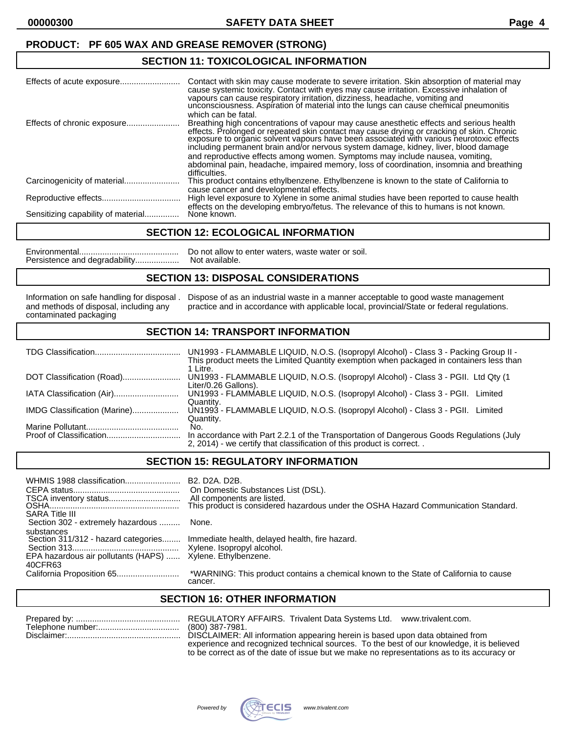**PRODUCT: PF 605 WAX AND GREASE REMOVER (STRONG)**

## SECTION 11: TOXICOLOGICAL INFORMATION

| | |
|---|---|
| Effects of acute exposure | Contact with skin may cause moderate to severe irritation. Skin absorption of material may cause systemic toxicity. Contact with eyes may cause irritation. Excessive inhalation of vapours can cause respiratory irritation, dizziness, headache, vomiting and unconsciousness. Aspiration of material into the lungs can cause chemical pneumonitis which can be fatal. |
| Effects of chronic exposure | Breathing high concentrations of vapour may cause anesthetic effects and serious health effects. Prolonged or repeated skin contact may cause drying or cracking of skin. Chronic exposure to organic solvent vapours have been associated with various neurotoxic effects including permanent brain and/or nervous system damage, kidney, liver, blood damage and reproductive effects among women. Symptoms may include nausea, vomiting, abdominal pain, headache, impaired memory, loss of coordination, insomnia and breathing difficulties. |
| Carcinogenicity of material | This product contains ethylbenzene. Ethylbenzene is known to the state of California to cause cancer and developmental effects. |
| Reproductive effects | High level exposure to Xylene in some animal studies have been reported to cause health effects on the developing embryo/fetus. The relevance of this to humans is not known. |
| Sensitizing capability of material | None known. |

## SECTION 12: ECOLOGICAL INFORMATION

| | |
|---|---|
| Environmental | Do not allow to enter waters, waste water or soil. |
| Persistence and degradability | Not available. |

## SECTION 13: DISPOSAL CONSIDERATIONS

| | |
|---|---|
| Information on safe handling for disposal and methods of disposal, including any contaminated packaging | Dispose of as an industrial waste in a manner acceptable to good waste management practice and in accordance with applicable local, provincial/State or federal regulations. |

## SECTION 14: TRANSPORT INFORMATION

| | |
|---|---|
| TDG Classification | UN1993 - FLAMMABLE LIQUID, N.O.S. (Isopropyl Alcohol) - Class 3 - Packing Group II - This product meets the Limited Quantity exemption when packaged in containers less than 1 Litre. |
| DOT Classification (Road) | UN1993 - FLAMMABLE LIQUID, N.O.S. (Isopropyl Alcohol) - Class 3 - PGII. Ltd Qty (1 Liter/0.26 Gallons). |
| IATA Classification (Air) | UN1993 - FLAMMABLE LIQUID, N.O.S. (Isopropyl Alcohol) - Class 3 - PGII. Limited Quantity. |
| IMDG Classification (Marine) | UN1993 - FLAMMABLE LIQUID, N.O.S. (Isopropyl Alcohol) - Class 3 - PGII. Limited Quantity. |
| Marine Pollutant | No. |
| Proof of Classification | In accordance with Part 2.2.1 of the Transportation of Dangerous Goods Regulations (July 2, 2014) - we certify that classification of this product is correct. . |

## SECTION 15: REGULATORY INFORMATION

| | |
|---|---|
| WHMIS 1988 classification | B2. D2A. D2B. |
| CEPA status | On Domestic Substances List (DSL). |
| TSCA inventory status | All components are listed. |
| OSHA | This product is considered hazardous under the OSHA Hazard Communication Standard. |
| SARA Title III | |
| Section 302 - extremely hazardous substances | None. |
| Section 311/312 - hazard categories | Immediate health, delayed health, fire hazard. |
| Section 313 | Xylene. Isopropyl alcohol. |
| EPA hazardous air pollutants (HAPS) 40CFR63 | Xylene. Ethylbenzene. |
| California Proposition 65 | *WARNING: This product contains a chemical known to the State of California to cause cancer. |

## SECTION 16: OTHER INFORMATION

| | |
|---|---|
| Prepared by: | REGULATORY AFFAIRS. Trivalent Data Systems Ltd. www.trivalent.com. |
| Telephone number: | (800) 387-7981. |
| Disclaimer: | DISCLAIMER: All information appearing herein is based upon data obtained from experience and recognized technical sources. To the best of our knowledge, it is believed to be correct as of the date of issue but we make no representations as to its accuracy or |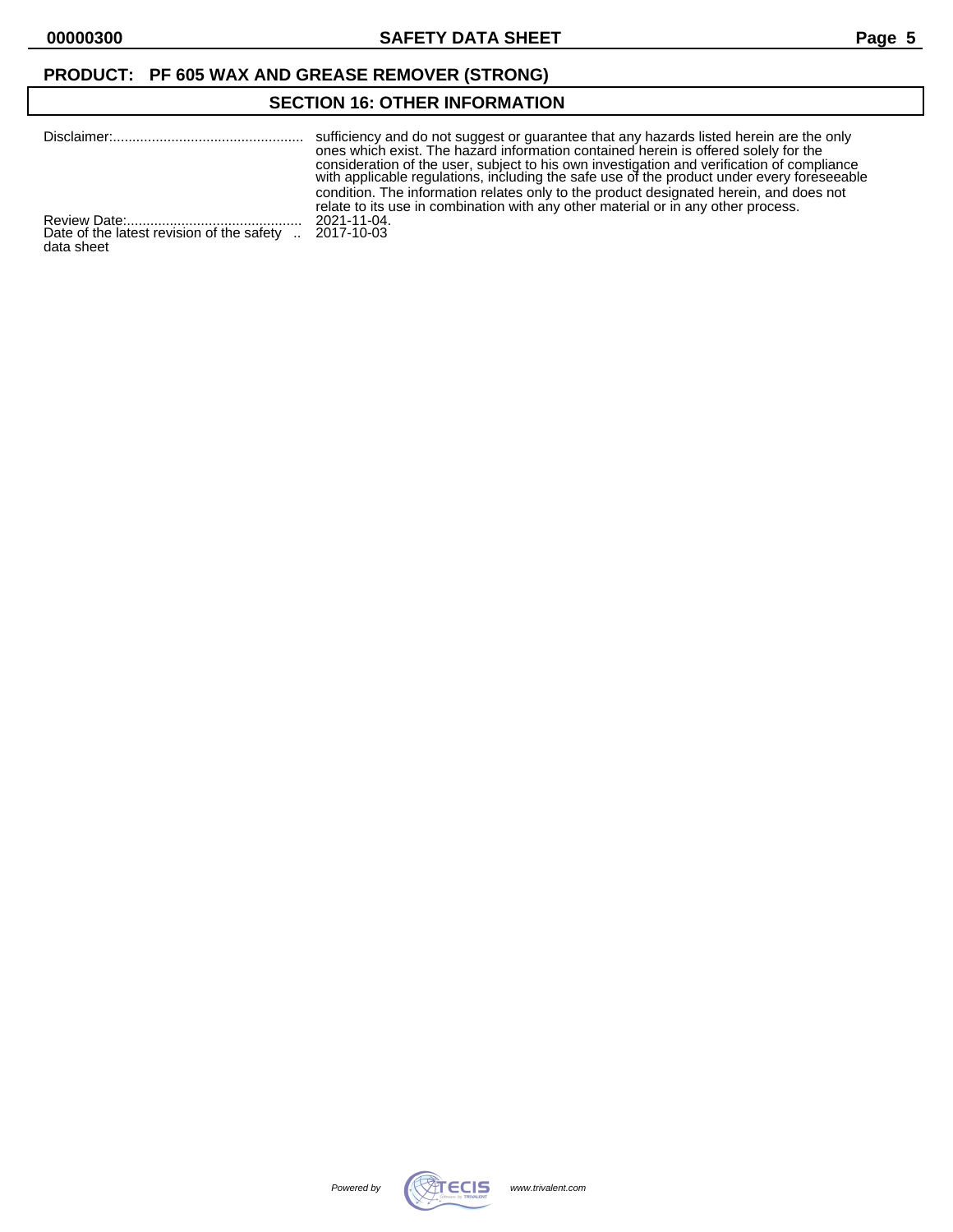**PRODUCT: PF 605 WAX AND GREASE REMOVER (STRONG)**

## SECTION 16: OTHER INFORMATION

| | |
|---|---|
| Disclaimer:................................................. | sufficiency and do not suggest or guarantee that any hazards listed herein are the only ones which exist. The hazard information contained herein is offered solely for the consideration of the user, subject to his own investigation and verification of compliance with applicable regulations, including the safe use of the product under every foreseeable condition. The information relates only to the product designated herein, and does not relate to its use in combination with any other material or in any other process. |
| Review Date:............................................. | 2021-11-04. |
| Date of the latest revision of the safety .. data sheet | 2017-10-03 |